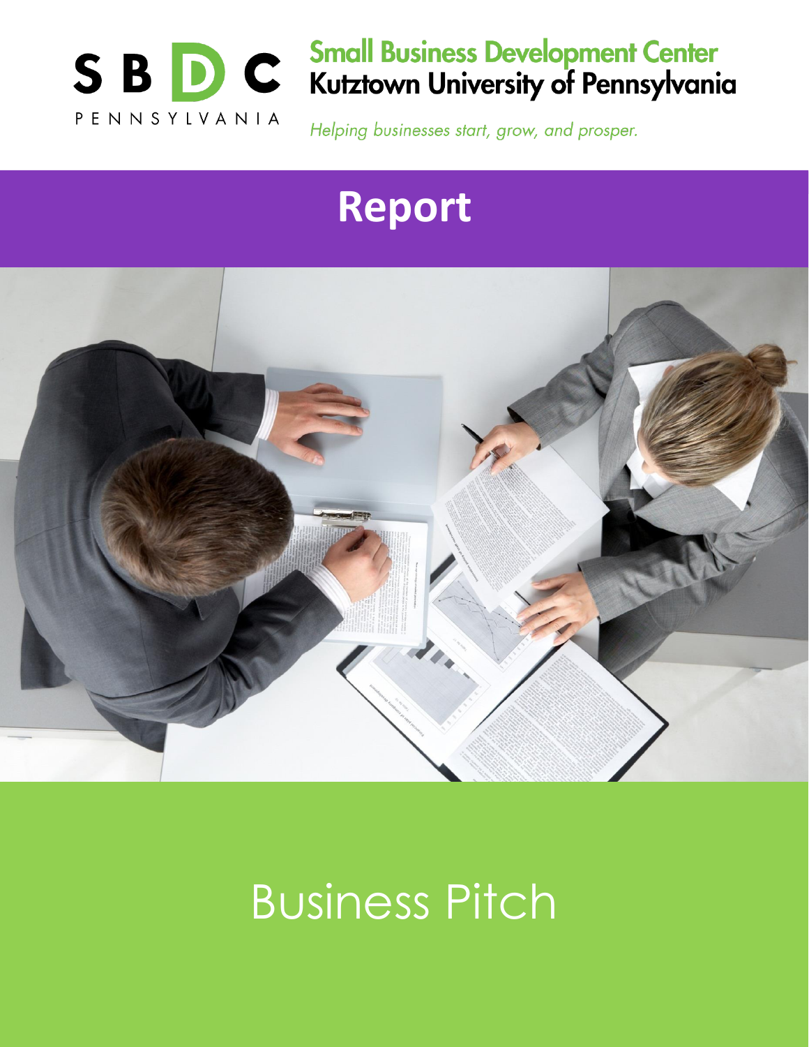SBDC PENNSYLVANIA

**Small Business Development Center**
**Kutztown University of Pennsylvania**

*Helping businesses start, grow, and prosper.*

# Report

# Business Pitch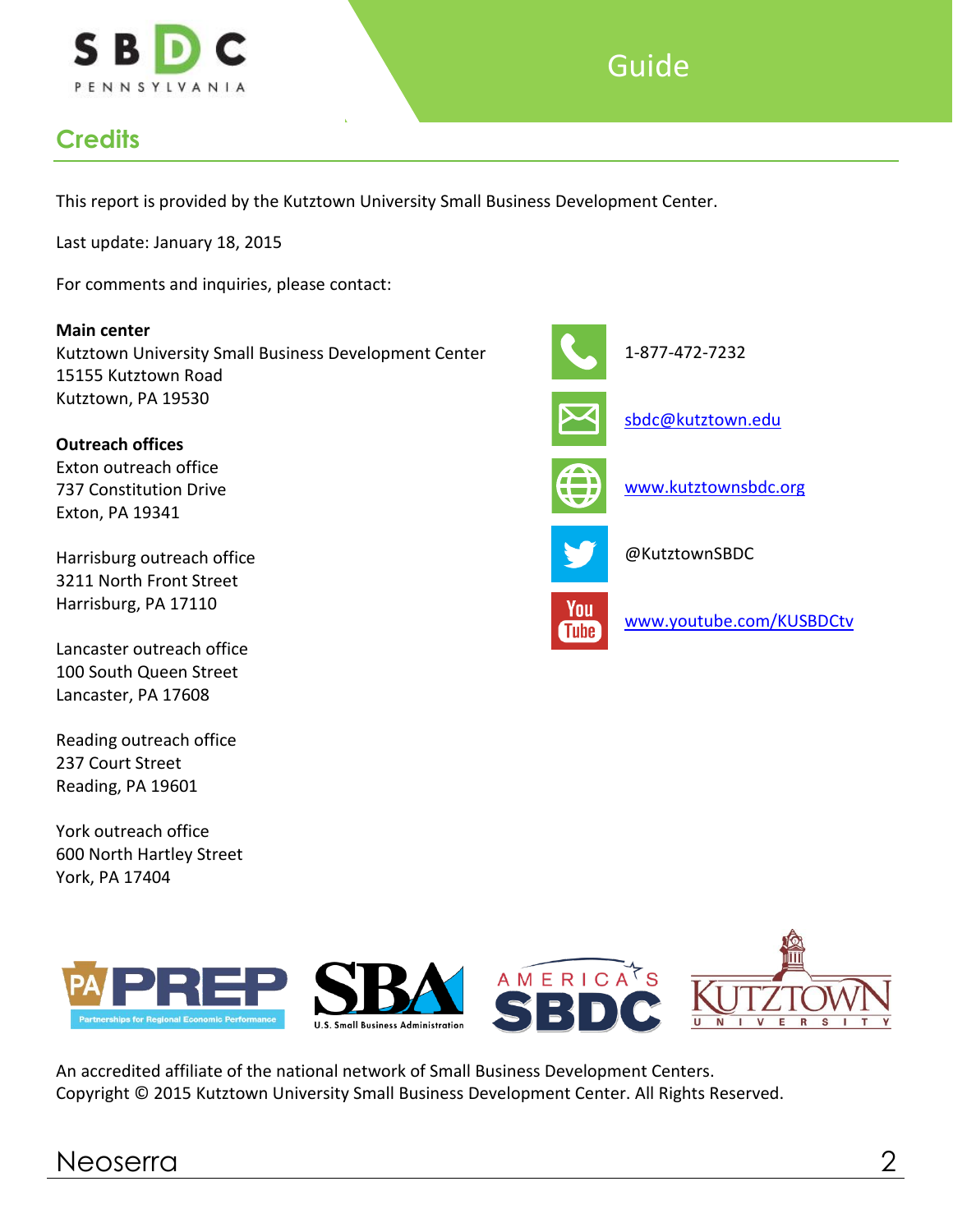## Credits

This report is provided by the Kutztown University Small Business Development Center.

Last update: January 18, 2015

For comments and inquiries, please contact:

**Main center**
Kutztown University Small Business Development Center
15155 Kutztown Road
Kutztown, PA 19530

**Outreach offices**
Exton outreach office
737 Constitution Drive
Exton, PA 19341

Harrisburg outreach office
3211 North Front Street
Harrisburg, PA 17110

Lancaster outreach office
100 South Queen Street
Lancaster, PA 17608

Reading outreach office
237 Court Street
Reading, PA 19601

York outreach office
600 North Hartley Street
York, PA 17404

1-877-472-7232

sbdc@kutztown.edu

www.kutztownsbdc.org

@KutztownSBDC

www.youtube.com/KUSBDCtv

An accredited affiliate of the national network of Small Business Development Centers.
Copyright © 2015 Kutztown University Small Business Development Center. All Rights Reserved.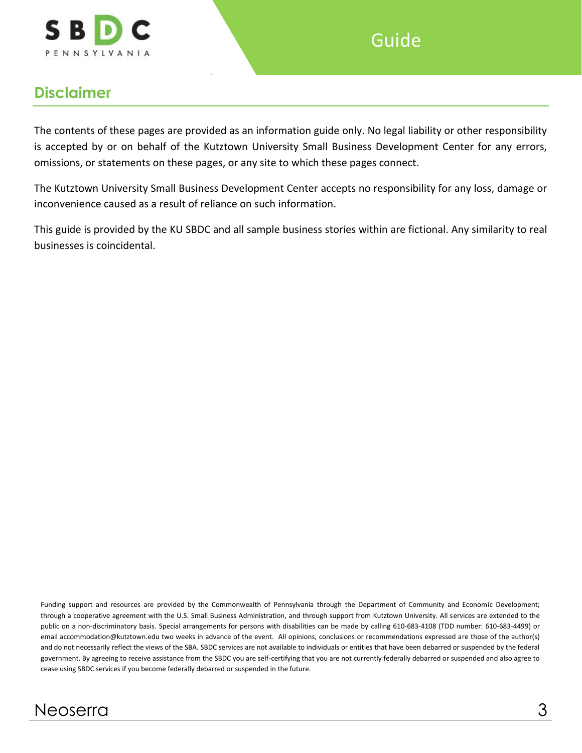## Disclaimer

The contents of these pages are provided as an information guide only. No legal liability or other responsibility is accepted by or on behalf of the Kutztown University Small Business Development Center for any errors, omissions, or statements on these pages, or any site to which these pages connect.

The Kutztown University Small Business Development Center accepts no responsibility for any loss, damage or inconvenience caused as a result of reliance on such information.

This guide is provided by the KU SBDC and all sample business stories within are fictional. Any similarity to real businesses is coincidental.

Funding support and resources are provided by the Commonwealth of Pennsylvania through the Department of Community and Economic Development; through a cooperative agreement with the U.S. Small Business Administration, and through support from Kutztown University. All services are extended to the public on a non-discriminatory basis. Special arrangements for persons with disabilities can be made by calling 610-683-4108 (TDD number: 610-683-4499) or email accommodation@kutztown.edu two weeks in advance of the event. All opinions, conclusions or recommendations expressed are those of the author(s) and do not necessarily reflect the views of the SBA. SBDC services are not available to individuals or entities that have been debarred or suspended by the federal government. By agreeing to receive assistance from the SBDC you are self-certifying that you are not currently federally debarred or suspended and also agree to cease using SBDC services if you become federally debarred or suspended in the future.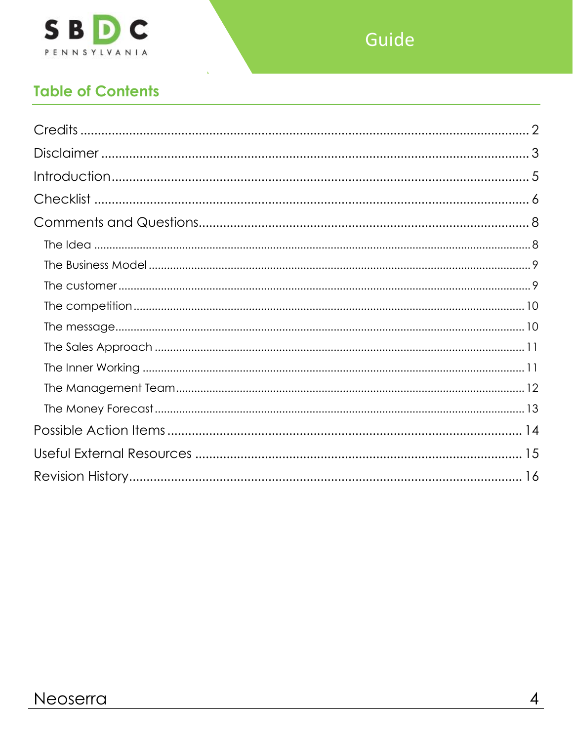## Table of Contents

- Credits ........ 2
- Disclaimer ........ 3
- Introduction ........ 5
- Checklist ........ 6
- Comments and Questions ........ 8
  - The Idea ........ 8
  - The Business Model ........ 9
  - The customer ........ 9
  - The competition ........ 10
  - The message ........ 10
  - The Sales Approach ........ 11
  - The Inner Working ........ 11
  - The Management Team ........ 12
  - The Money Forecast ........ 13
- Possible Action Items ........ 14
- Useful External Resources ........ 15
- Revision History ........ 16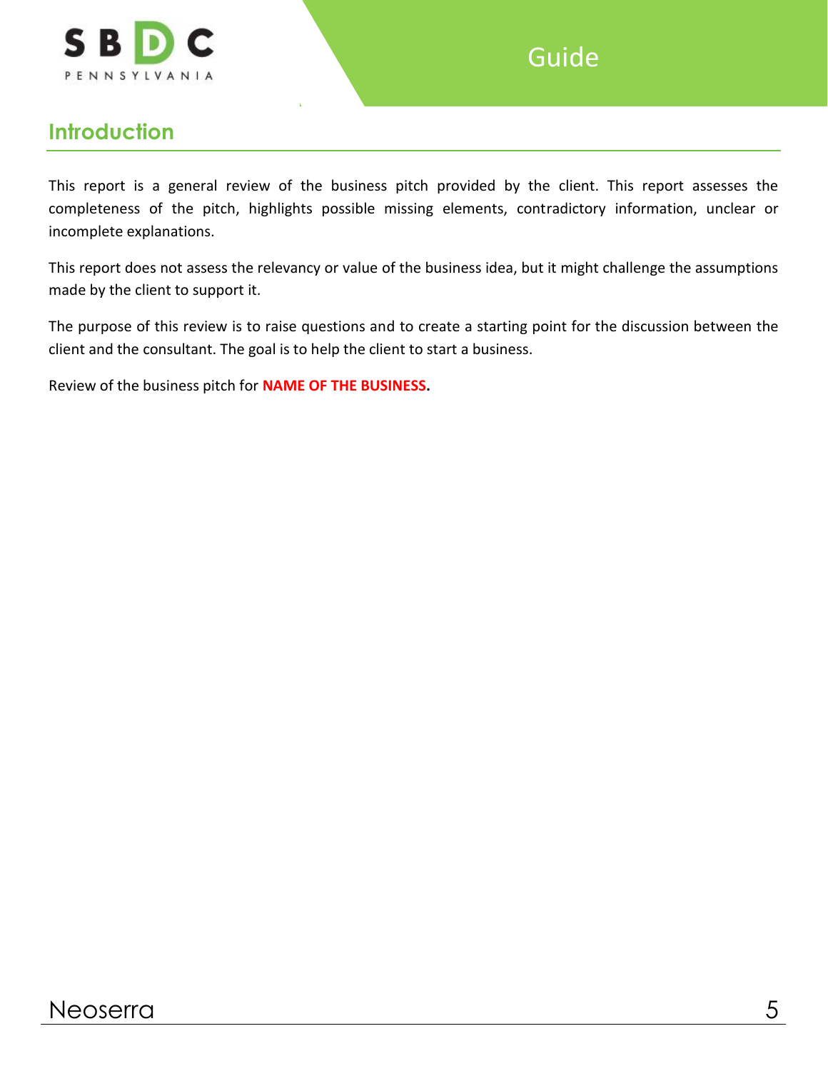## Introduction

This report is a general review of the business pitch provided by the client. This report assesses the completeness of the pitch, highlights possible missing elements, contradictory information, unclear or incomplete explanations.

This report does not assess the relevancy or value of the business idea, but it might challenge the assumptions made by the client to support it.

The purpose of this review is to raise questions and to create a starting point for the discussion between the client and the consultant. The goal is to help the client to start a business.

Review of the business pitch for **NAME OF THE BUSINESS.**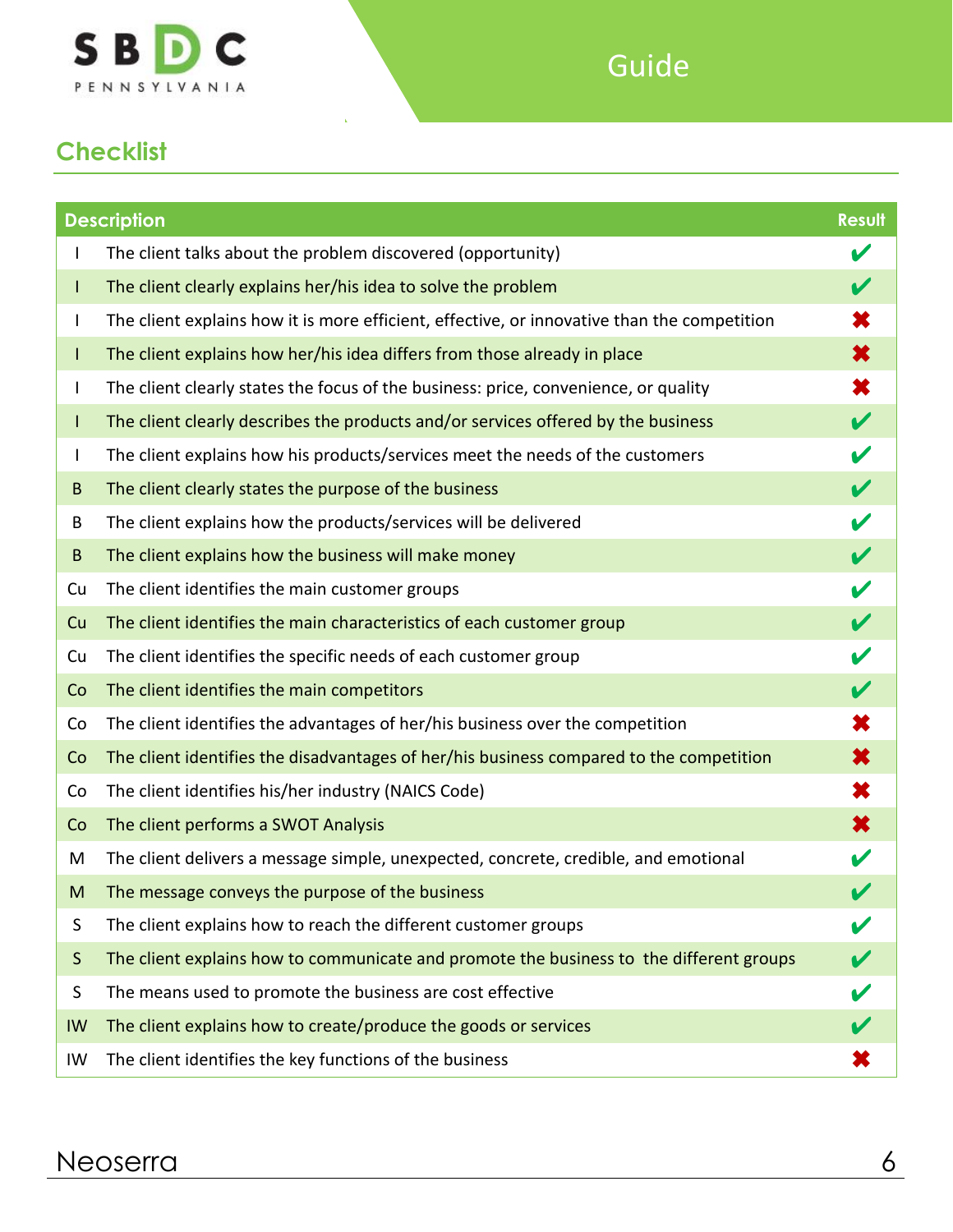## Checklist

| | Description | Result |
|---|---|---|
| I | The client talks about the problem discovered (opportunity) | ✔ |
| I | The client clearly explains her/his idea to solve the problem | ✔ |
| I | The client explains how it is more efficient, effective, or innovative than the competition | ✖ |
| I | The client explains how her/his idea differs from those already in place | ✖ |
| I | The client clearly states the focus of the business: price, convenience, or quality | ✖ |
| I | The client clearly describes the products and/or services offered by the business | ✔ |
| I | The client explains how his products/services meet the needs of the customers | ✔ |
| B | The client clearly states the purpose of the business | ✔ |
| B | The client explains how the products/services will be delivered | ✔ |
| B | The client explains how the business will make money | ✔ |
| Cu | The client identifies the main customer groups | ✔ |
| Cu | The client identifies the main characteristics of each customer group | ✔ |
| Cu | The client identifies the specific needs of each customer group | ✔ |
| Co | The client identifies the main competitors | ✔ |
| Co | The client identifies the advantages of her/his business over the competition | ✖ |
| Co | The client identifies the disadvantages of her/his business compared to the competition | ✖ |
| Co | The client identifies his/her industry (NAICS Code) | ✖ |
| Co | The client performs a SWOT Analysis | ✖ |
| M | The client delivers a message simple, unexpected, concrete, credible, and emotional | ✔ |
| M | The message conveys the purpose of the business | ✔ |
| S | The client explains how to reach the different customer groups | ✔ |
| S | The client explains how to communicate and promote the business to the different groups | ✔ |
| S | The means used to promote the business are cost effective | ✔ |
| IW | The client explains how to create/produce the goods or services | ✔ |
| IW | The client identifies the key functions of the business | ✖ |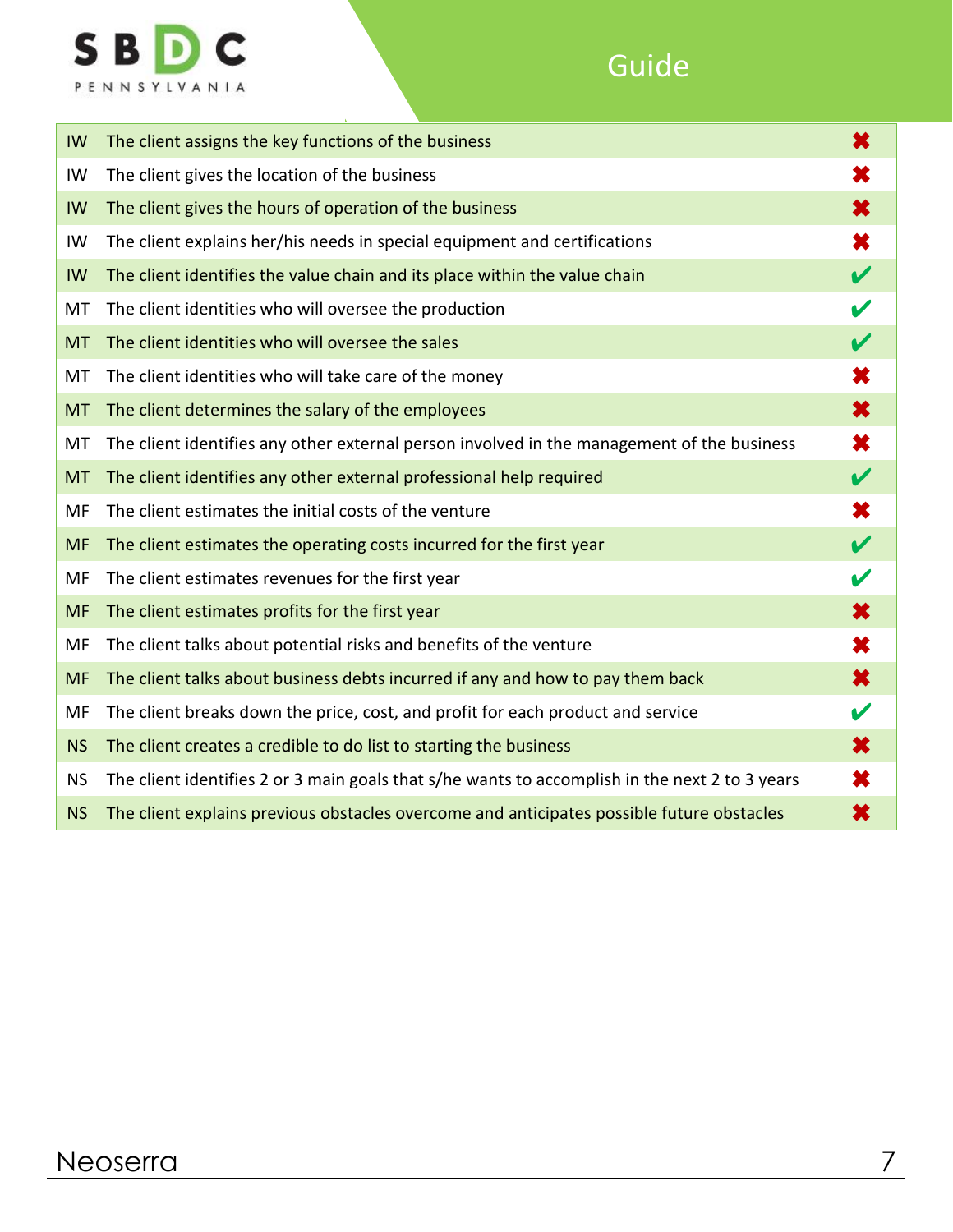# Guide

| | | |
|---|---|---|
| IW | The client assigns the key functions of the business | ✖ |
| IW | The client gives the location of the business | ✖ |
| IW | The client gives the hours of operation of the business | ✖ |
| IW | The client explains her/his needs in special equipment and certifications | ✖ |
| IW | The client identifies the value chain and its place within the value chain | ✔ |
| MT | The client identities who will oversee the production | ✔ |
| MT | The client identities who will oversee the sales | ✔ |
| MT | The client identities who will take care of the money | ✖ |
| MT | The client determines the salary of the employees | ✖ |
| MT | The client identifies any other external person involved in the management of the business | ✖ |
| MT | The client identifies any other external professional help required | ✔ |
| MF | The client estimates the initial costs of the venture | ✖ |
| MF | The client estimates the operating costs incurred for the first year | ✔ |
| MF | The client estimates revenues for the first year | ✔ |
| MF | The client estimates profits for the first year | ✖ |
| MF | The client talks about potential risks and benefits of the venture | ✖ |
| MF | The client talks about business debts incurred if any and how to pay them back | ✖ |
| MF | The client breaks down the price, cost, and profit for each product and service | ✔ |
| NS | The client creates a credible to do list to starting the business | ✖ |
| NS | The client identifies 2 or 3 main goals that s/he wants to accomplish in the next 2 to 3 years | ✖ |
| NS | The client explains previous obstacles overcome and anticipates possible future obstacles | ✖ |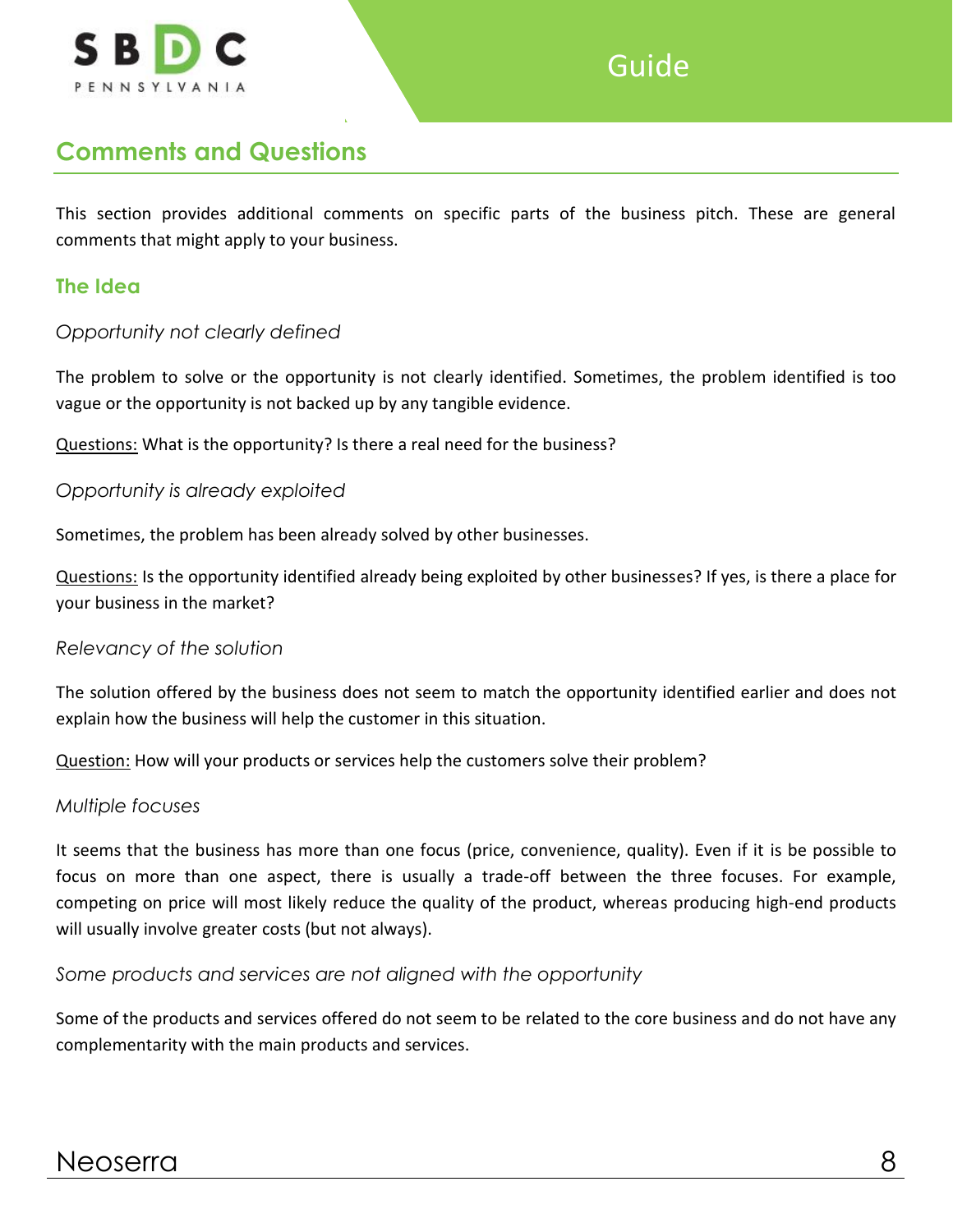## Comments and Questions

This section provides additional comments on specific parts of the business pitch. These are general comments that might apply to your business.

### The Idea

*Opportunity not clearly defined*

The problem to solve or the opportunity is not clearly identified. Sometimes, the problem identified is too vague or the opportunity is not backed up by any tangible evidence.

Questions: What is the opportunity? Is there a real need for the business?

*Opportunity is already exploited*

Sometimes, the problem has been already solved by other businesses.

Questions: Is the opportunity identified already being exploited by other businesses? If yes, is there a place for your business in the market?

*Relevancy of the solution*

The solution offered by the business does not seem to match the opportunity identified earlier and does not explain how the business will help the customer in this situation.

Question: How will your products or services help the customers solve their problem?

*Multiple focuses*

It seems that the business has more than one focus (price, convenience, quality). Even if it is be possible to focus on more than one aspect, there is usually a trade-off between the three focuses. For example, competing on price will most likely reduce the quality of the product, whereas producing high-end products will usually involve greater costs (but not always).

*Some products and services are not aligned with the opportunity*

Some of the products and services offered do not seem to be related to the core business and do not have any complementarity with the main products and services.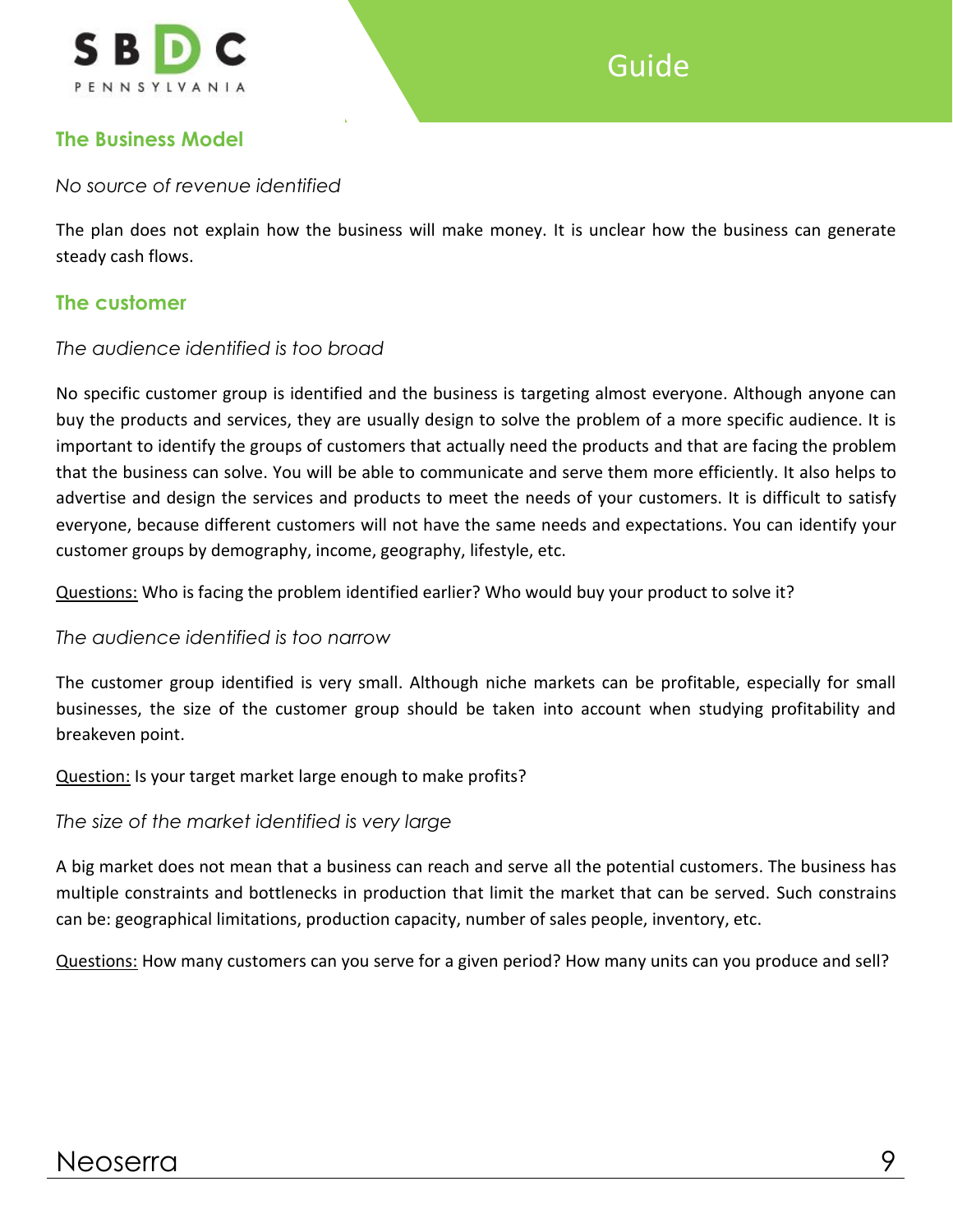## The Business Model

*No source of revenue identified*

The plan does not explain how the business will make money. It is unclear how the business can generate steady cash flows.

## The customer

*The audience identified is too broad*

No specific customer group is identified and the business is targeting almost everyone. Although anyone can buy the products and services, they are usually design to solve the problem of a more specific audience. It is important to identify the groups of customers that actually need the products and that are facing the problem that the business can solve. You will be able to communicate and serve them more efficiently. It also helps to advertise and design the services and products to meet the needs of your customers. It is difficult to satisfy everyone, because different customers will not have the same needs and expectations. You can identify your customer groups by demography, income, geography, lifestyle, etc.

<u>Questions:</u> Who is facing the problem identified earlier? Who would buy your product to solve it?

*The audience identified is too narrow*

The customer group identified is very small. Although niche markets can be profitable, especially for small businesses, the size of the customer group should be taken into account when studying profitability and breakeven point.

<u>Question:</u> Is your target market large enough to make profits?

*The size of the market identified is very large*

A big market does not mean that a business can reach and serve all the potential customers. The business has multiple constraints and bottlenecks in production that limit the market that can be served. Such constrains can be: geographical limitations, production capacity, number of sales people, inventory, etc.

<u>Questions:</u> How many customers can you serve for a given period? How many units can you produce and sell?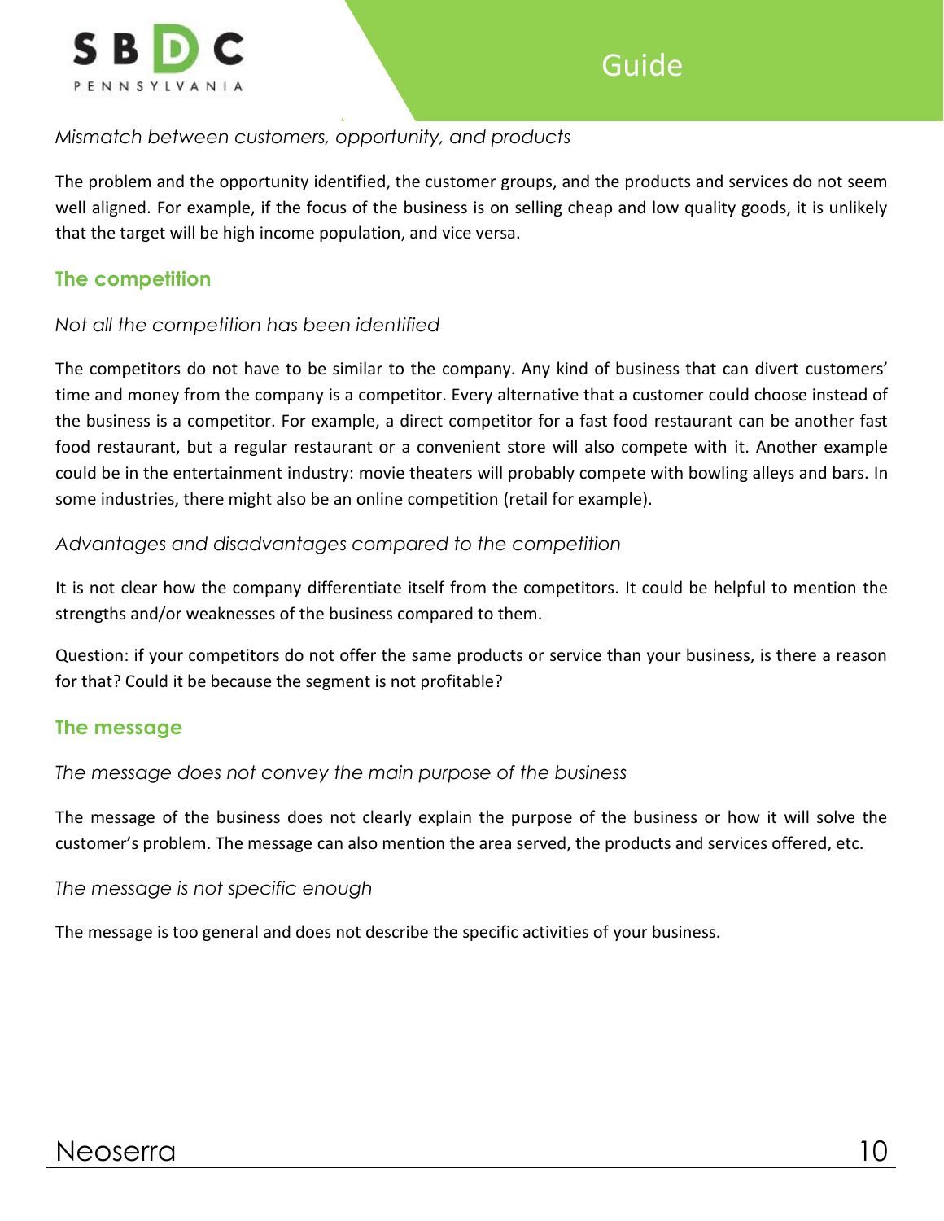*Mismatch between customers, opportunity, and products*

The problem and the opportunity identified, the customer groups, and the products and services do not seem well aligned. For example, if the focus of the business is on selling cheap and low quality goods, it is unlikely that the target will be high income population, and vice versa.

## The competition

*Not all the competition has been identified*

The competitors do not have to be similar to the company. Any kind of business that can divert customers' time and money from the company is a competitor. Every alternative that a customer could choose instead of the business is a competitor. For example, a direct competitor for a fast food restaurant can be another fast food restaurant, but a regular restaurant or a convenient store will also compete with it. Another example could be in the entertainment industry: movie theaters will probably compete with bowling alleys and bars. In some industries, there might also be an online competition (retail for example).

*Advantages and disadvantages compared to the competition*

It is not clear how the company differentiate itself from the competitors. It could be helpful to mention the strengths and/or weaknesses of the business compared to them.

Question: if your competitors do not offer the same products or service than your business, is there a reason for that? Could it be because the segment is not profitable?

## The message

*The message does not convey the main purpose of the business*

The message of the business does not clearly explain the purpose of the business or how it will solve the customer's problem. The message can also mention the area served, the products and services offered, etc.

*The message is not specific enough*

The message is too general and does not describe the specific activities of your business.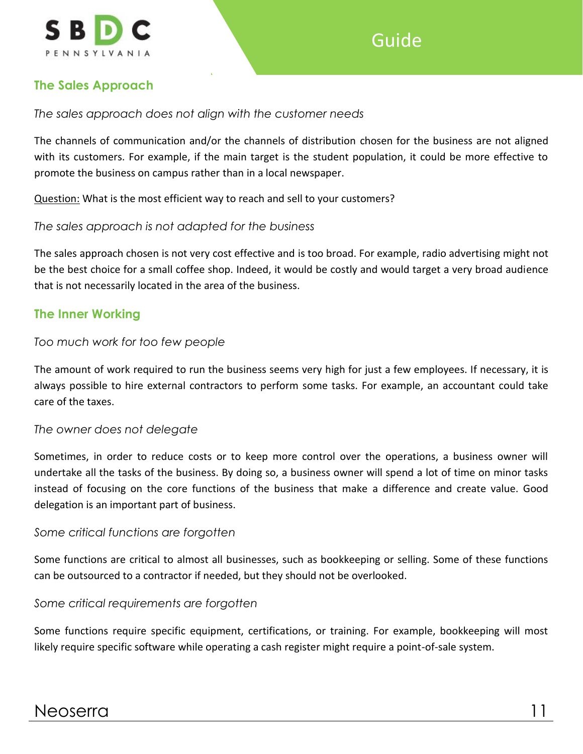## The Sales Approach

*The sales approach does not align with the customer needs*

The channels of communication and/or the channels of distribution chosen for the business are not aligned with its customers. For example, if the main target is the student population, it could be more effective to promote the business on campus rather than in a local newspaper.

Question: What is the most efficient way to reach and sell to your customers?

*The sales approach is not adapted for the business*

The sales approach chosen is not very cost effective and is too broad. For example, radio advertising might not be the best choice for a small coffee shop. Indeed, it would be costly and would target a very broad audience that is not necessarily located in the area of the business.

## The Inner Working

*Too much work for too few people*

The amount of work required to run the business seems very high for just a few employees. If necessary, it is always possible to hire external contractors to perform some tasks. For example, an accountant could take care of the taxes.

*The owner does not delegate*

Sometimes, in order to reduce costs or to keep more control over the operations, a business owner will undertake all the tasks of the business. By doing so, a business owner will spend a lot of time on minor tasks instead of focusing on the core functions of the business that make a difference and create value. Good delegation is an important part of business.

*Some critical functions are forgotten*

Some functions are critical to almost all businesses, such as bookkeeping or selling. Some of these functions can be outsourced to a contractor if needed, but they should not be overlooked.

*Some critical requirements are forgotten*

Some functions require specific equipment, certifications, or training. For example, bookkeeping will most likely require specific software while operating a cash register might require a point-of-sale system.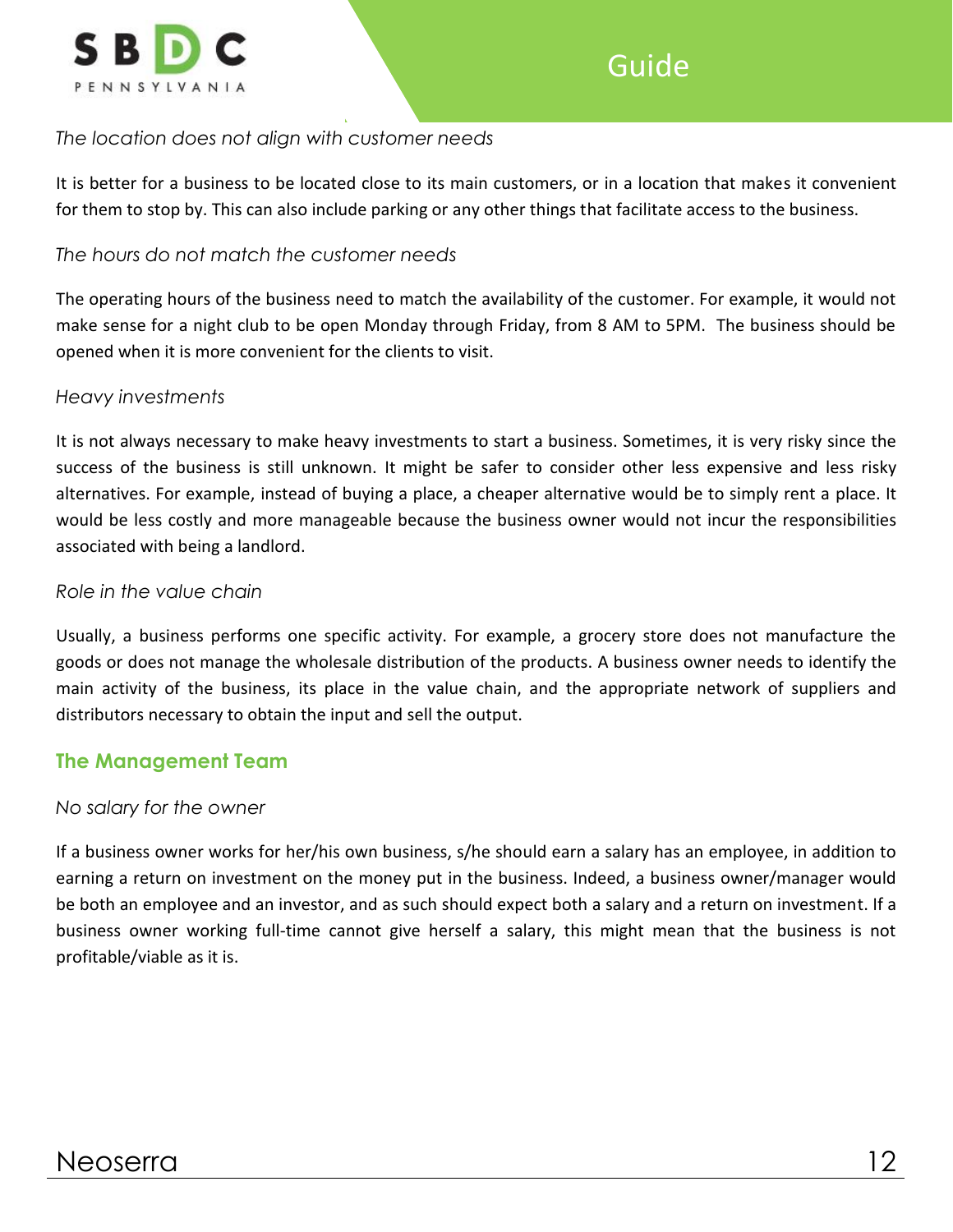*The location does not align with customer needs*

It is better for a business to be located close to its main customers, or in a location that makes it convenient for them to stop by. This can also include parking or any other things that facilitate access to the business.

*The hours do not match the customer needs*

The operating hours of the business need to match the availability of the customer. For example, it would not make sense for a night club to be open Monday through Friday, from 8 AM to 5PM.  The business should be opened when it is more convenient for the clients to visit.

*Heavy investments*

It is not always necessary to make heavy investments to start a business. Sometimes, it is very risky since the success of the business is still unknown. It might be safer to consider other less expensive and less risky alternatives. For example, instead of buying a place, a cheaper alternative would be to simply rent a place. It would be less costly and more manageable because the business owner would not incur the responsibilities associated with being a landlord.

*Role in the value chain*

Usually, a business performs one specific activity. For example, a grocery store does not manufacture the goods or does not manage the wholesale distribution of the products. A business owner needs to identify the main activity of the business, its place in the value chain, and the appropriate network of suppliers and distributors necessary to obtain the input and sell the output.

## The Management Team

*No salary for the owner*

If a business owner works for her/his own business, s/he should earn a salary has an employee, in addition to earning a return on investment on the money put in the business. Indeed, a business owner/manager would be both an employee and an investor, and as such should expect both a salary and a return on investment. If a business owner working full-time cannot give herself a salary, this might mean that the business is not profitable/viable as it is.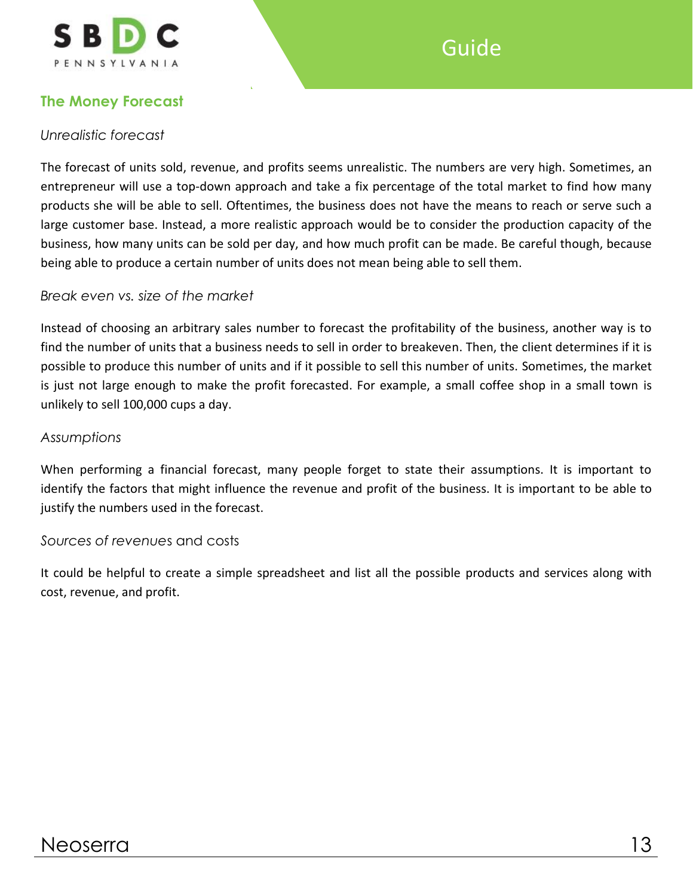## The Money Forecast

*Unrealistic forecast*

The forecast of units sold, revenue, and profits seems unrealistic. The numbers are very high. Sometimes, an entrepreneur will use a top-down approach and take a fix percentage of the total market to find how many products she will be able to sell. Oftentimes, the business does not have the means to reach or serve such a large customer base. Instead, a more realistic approach would be to consider the production capacity of the business, how many units can be sold per day, and how much profit can be made. Be careful though, because being able to produce a certain number of units does not mean being able to sell them.

*Break even vs. size of the market*

Instead of choosing an arbitrary sales number to forecast the profitability of the business, another way is to find the number of units that a business needs to sell in order to breakeven. Then, the client determines if it is possible to produce this number of units and if it possible to sell this number of units. Sometimes, the market is just not large enough to make the profit forecasted. For example, a small coffee shop in a small town is unlikely to sell 100,000 cups a day.

*Assumptions*

When performing a financial forecast, many people forget to state their assumptions. It is important to identify the factors that might influence the revenue and profit of the business. It is important to be able to justify the numbers used in the forecast.

*Sources of revenues* and costs

It could be helpful to create a simple spreadsheet and list all the possible products and services along with cost, revenue, and profit.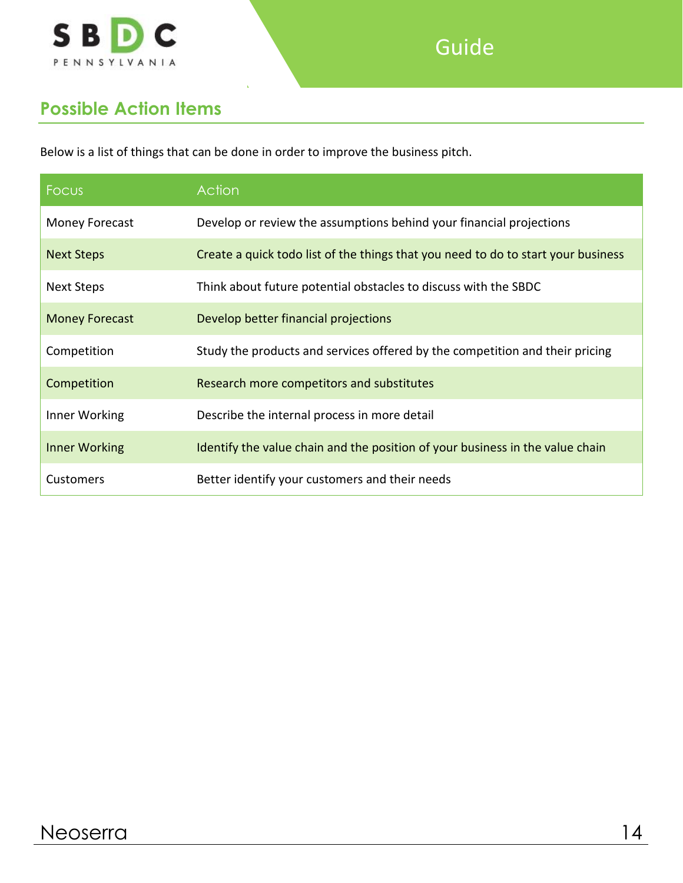## Possible Action Items

Below is a list of things that can be done in order to improve the business pitch.

| Focus | Action |
|---|---|
| Money Forecast | Develop or review the assumptions behind your financial projections |
| Next Steps | Create a quick todo list of the things that you need to do to start your business |
| Next Steps | Think about future potential obstacles to discuss with the SBDC |
| Money Forecast | Develop better financial projections |
| Competition | Study the products and services offered by the competition and their pricing |
| Competition | Research more competitors and substitutes |
| Inner Working | Describe the internal process in more detail |
| Inner Working | Identify the value chain and the position of your business in the value chain |
| Customers | Better identify your customers and their needs |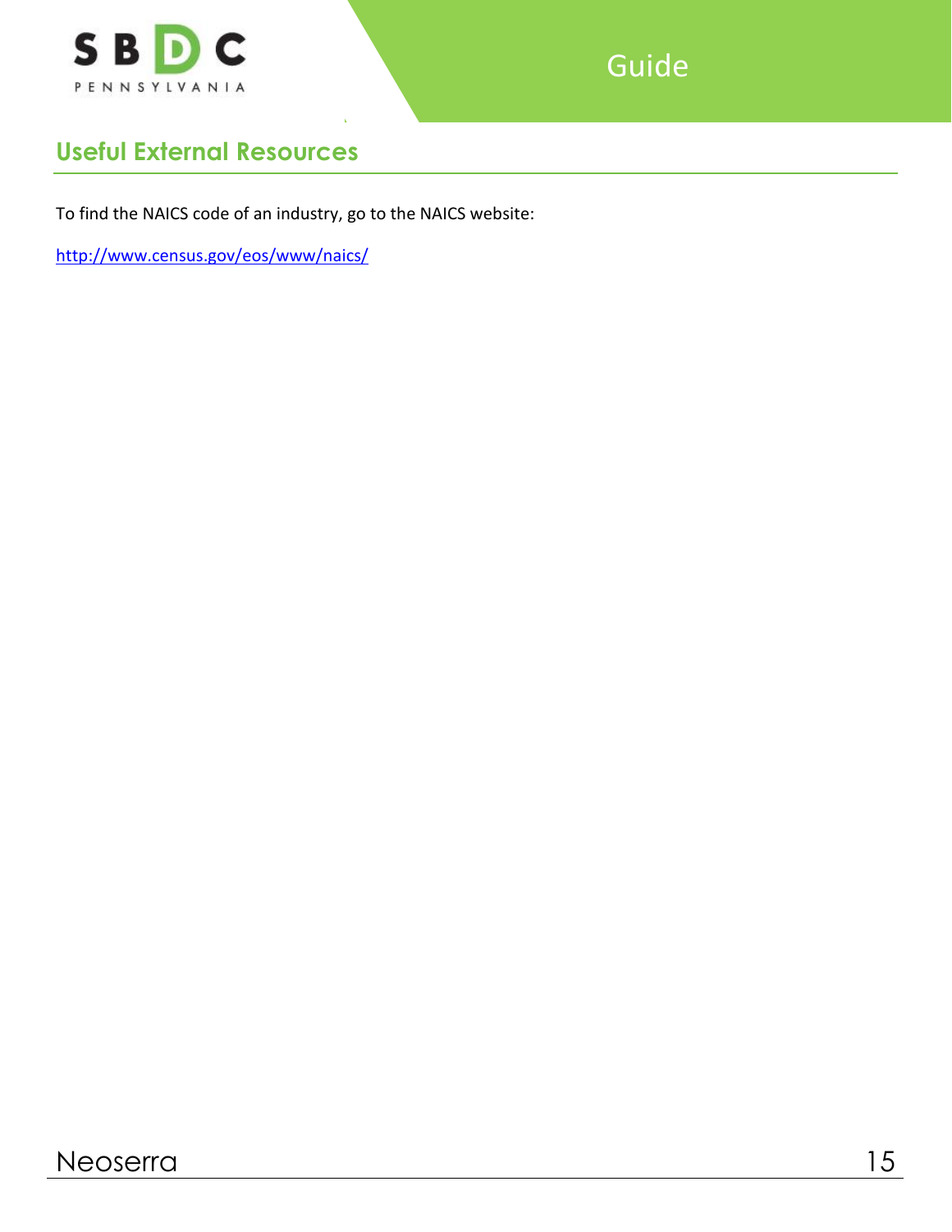## Useful External Resources

To find the NAICS code of an industry, go to the NAICS website:

http://www.census.gov/eos/www/naics/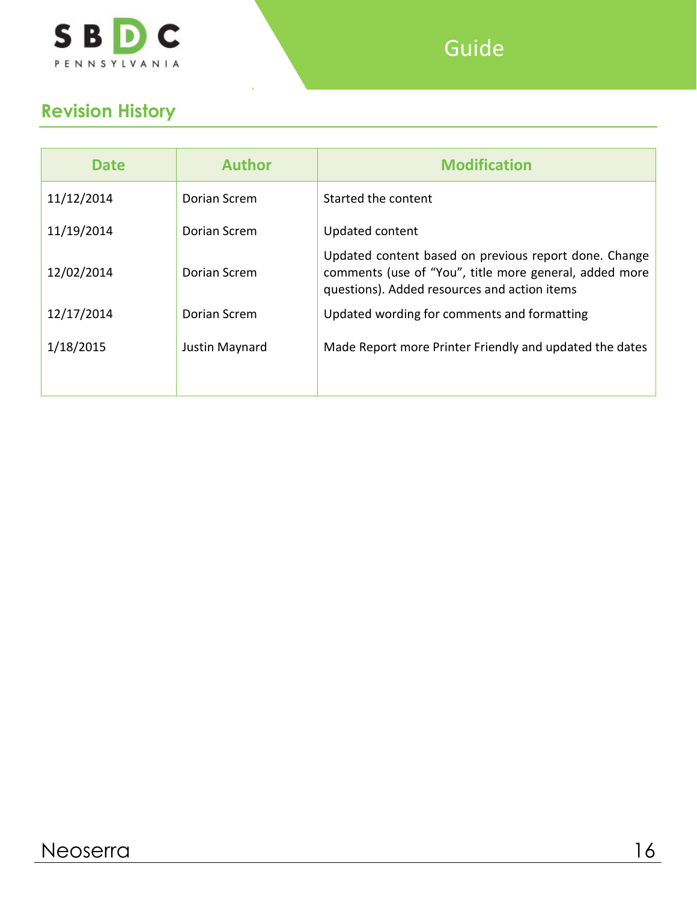## Revision History

| Date | Author | Modification |
| --- | --- | --- |
| 11/12/2014 | Dorian Screm | Started the content |
| 11/19/2014 | Dorian Screm | Updated content |
| 12/02/2014 | Dorian Screm | Updated content based on previous report done. Change comments (use of "You", title more general, added more questions). Added resources and action items |
| 12/17/2014 | Dorian Screm | Updated wording for comments and formatting |
| 1/18/2015 | Justin Maynard | Made Report more Printer Friendly and updated the dates |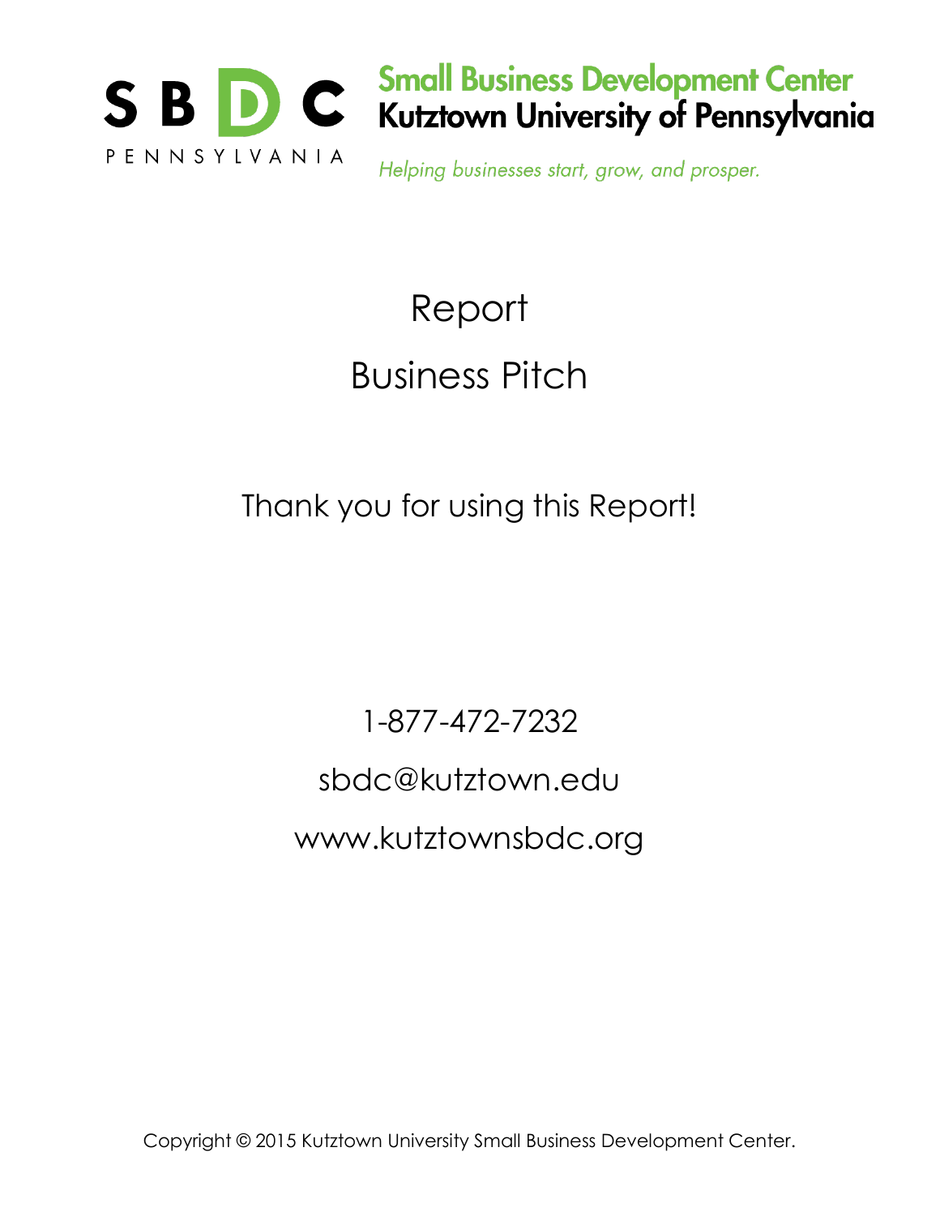SBDC PENNSYLVANIA

**Small Business Development Center**
**Kutztown University of Pennsylvania**

*Helping businesses start, grow, and prosper.*

# Report

# Business Pitch

Thank you for using this Report!

1-877-472-7232

sbdc@kutztown.edu

www.kutztownsbdc.org

Copyright © 2015 Kutztown University Small Business Development Center.